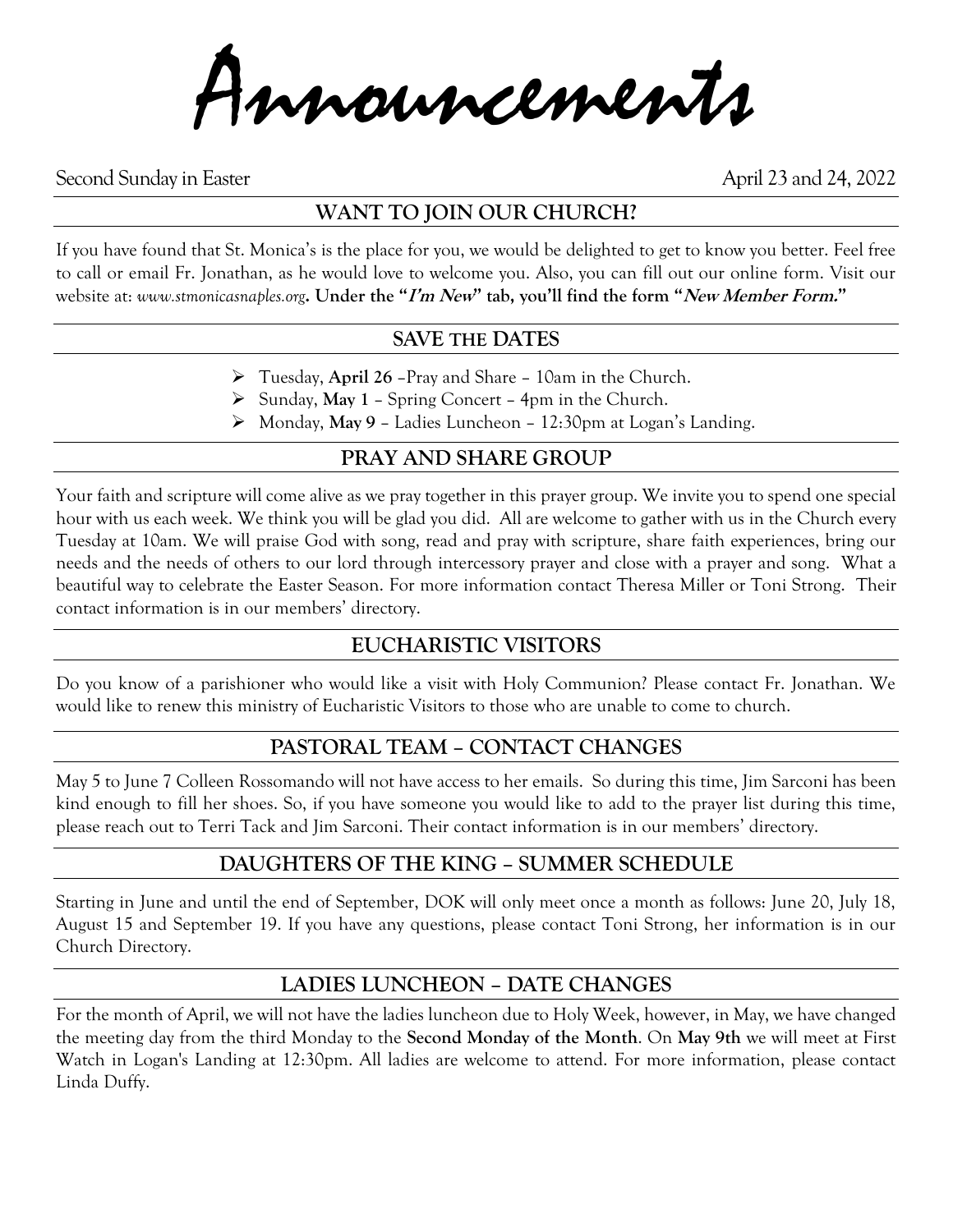# Announcements

Second Sunday in Easter April 23 and 24, 2022

## WANT TO JOIN OUR CHURCH?

If you have found that St. Monica's is the place for you, we would be delighted to get to know you better. Feel free to call or email Fr. Jonathan, as he would love to welcome you. Also, you can fill out our online form. Visit our website at: *www.stmonicasnaples.org*. **Under the "*I'm New*" tab, you'll find the form "*New Member Form.*"**

## SAVE THE DATES

- Tuesday, **April 26** –Pray and Share – 10am in the Church.
- Sunday, **May 1** – Spring Concert – 4pm in the Church.
- Monday, **May 9** – Ladies Luncheon – 12:30pm at Logan's Landing.

## PRAY AND SHARE GROUP

Your faith and scripture will come alive as we pray together in this prayer group. We invite you to spend one special hour with us each week. We think you will be glad you did. All are welcome to gather with us in the Church every Tuesday at 10am. We will praise God with song, read and pray with scripture, share faith experiences, bring our needs and the needs of others to our lord through intercessory prayer and close with a prayer and song. What a beautiful way to celebrate the Easter Season. For more information contact Theresa Miller or Toni Strong. Their contact information is in our members' directory.

## EUCHARISTIC VISITORS

Do you know of a parishioner who would like a visit with Holy Communion? Please contact Fr. Jonathan. We would like to renew this ministry of Eucharistic Visitors to those who are unable to come to church.

## PASTORAL TEAM – CONTACT CHANGES

May 5 to June 7 Colleen Rossomando will not have access to her emails. So during this time, Jim Sarconi has been kind enough to fill her shoes. So, if you have someone you would like to add to the prayer list during this time, please reach out to Terri Tack and Jim Sarconi. Their contact information is in our members' directory.

## DAUGHTERS OF THE KING – SUMMER SCHEDULE

Starting in June and until the end of September, DOK will only meet once a month as follows: June 20, July 18, August 15 and September 19. If you have any questions, please contact Toni Strong, her information is in our Church Directory.

## LADIES LUNCHEON – DATE CHANGES

For the month of April, we will not have the ladies luncheon due to Holy Week, however, in May, we have changed the meeting day from the third Monday to the **Second Monday of the Month**. On **May 9th** we will meet at First Watch in Logan's Landing at 12:30pm. All ladies are welcome to attend. For more information, please contact Linda Duffy.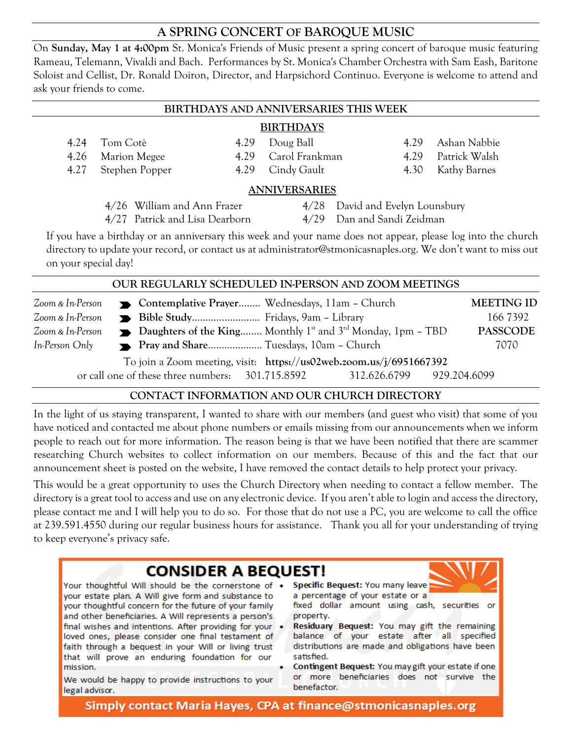## A SPRING CONCERT OF BAROQUE MUSIC

On **Sunday, May 1 at 4:00pm** St. Monica's Friends of Music present a spring concert of baroque music featuring Rameau, Telemann, Vivaldi and Bach. Performances by St. Monica's Chamber Orchestra with Sam Eash, Baritone Soloist and Cellist, Dr. Ronald Doiron, Director, and Harpsichord Continuo. Everyone is welcome to attend and ask your friends to come.

## BIRTHDAYS AND ANNIVERSARIES THIS WEEK

### BIRTHDAYS

| | | | | | |
|---|---|---|---|---|---|
| 4.24 | Tom Cotè | 4.29 | Doug Ball | 4.29 | Ashan Nabbie |
| 4.26 | Marion Megee | 4.29 | Carol Frankman | 4.29 | Patrick Walsh |
| 4.27 | Stephen Popper | 4.29 | Cindy Gault | 4.30 | Kathy Barnes |

### ANNIVERSARIES

| | | | |
|---|---|---|---|
| 4/26 | William and Ann Frazer | 4/28 | David and Evelyn Lounsbury |
| 4/27 | Patrick and Lisa Dearborn | 4/29 | Dan and Sandi Zeidman |

If you have a birthday or an anniversary this week and your name does not appear, please log into the church directory to update your record, or contact us at administrator@stmonicasnaples.org. We don't want to miss out on your special day!

## OUR REGULARLY SCHEDULED IN-PERSON AND ZOOM MEETINGS

| | | | |
|---|---|---|---|
| *Zoom & In-Person* | **Contemplative Prayer**........ | Wednesdays, 11am – Church | **MEETING ID** |
| *Zoom & In-Person* | **Bible Study**......................... | Fridays, 9am – Library | 166 7392 |
| *Zoom & In-Person* | **Daughters of the King**........ | Monthly 1st and 3rd Monday, 1pm – TBD | **PASSCODE** |
| *In-Person Only* | **Pray and Share**.................... | Tuesdays, 10am – Church | 7070 |

To join a Zoom meeting, visit: **https://us02web.zoom.us/j/6951667392**

or call one of these three numbers: 301.715.8592 312.626.6799 929.204.6099

## CONTACT INFORMATION AND OUR CHURCH DIRECTORY

In the light of us staying transparent, I wanted to share with our members (and guest who visit) that some of you have noticed and contacted me about phone numbers or emails missing from our announcements when we inform people to reach out for more information. The reason being is that we have been notified that there are scammer researching Church websites to collect information on our members. Because of this and the fact that our announcement sheet is posted on the website, I have removed the contact details to help protect your privacy.

This would be a great opportunity to uses the Church Directory when needing to contact a fellow member. The directory is a great tool to access and use on any electronic device. If you aren't able to login and access the directory, please contact me and I will help you to do so. For those that do not use a PC, you are welcome to call the office at 239.591.4550 during our regular business hours for assistance. Thank you all for your understanding of trying to keep everyone's privacy safe.

## CONSIDER A BEQUEST!

Your thoughtful Will should be the cornerstone of your estate plan. A Will give form and substance to your thoughtful concern for the future of your family and other beneficiaries. A Will represents a person's final wishes and intentions. After providing for your loved ones, please consider one final testament of faith through a bequest in your Will or living trust that will prove an enduring foundation for our mission.

We would be happy to provide instructions to your legal advisor.

- **Specific Bequest:** You many leave a percentage of your estate or a fixed dollar amount using cash, securities or property.
- **Residuary Bequest:** You may gift the remaining balance of your estate after all specified distributions are made and obligations have been satisfied.
- **Contingent Bequest:** You may gift your estate if one or more beneficiaries does not survive the benefactor.

**Simply contact Maria Hayes, CPA at finance@stmonicasnaples.org**